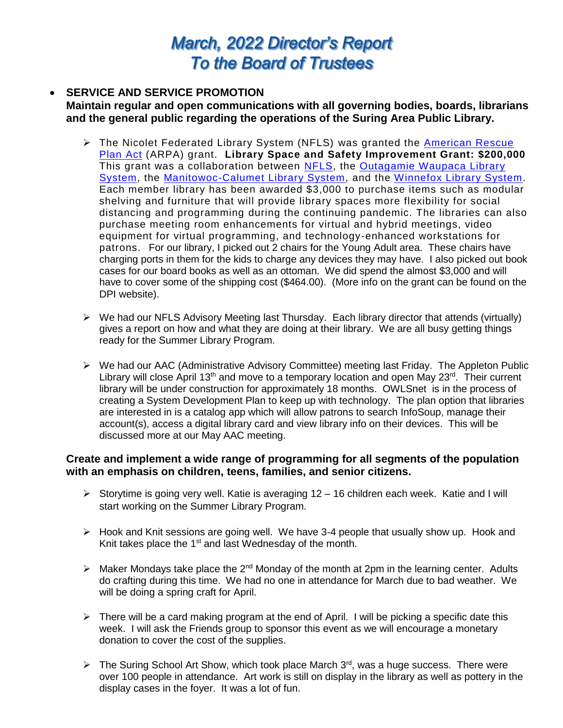# March, 2022 Director's Report
# To the Board of Trustees

- **SERVICE AND SERVICE PROMOTION**
  **Maintain regular and open communications with all governing bodies, boards, librarians and the general public regarding the operations of the Suring Area Public Library.**

  - The Nicolet Federated Library System (NFLS) was granted the American Rescue Plan Act (ARPA) grant. **Library Space and Safety Improvement Grant: $200,000** This grant was a collaboration between NFLS, the Outagamie Waupaca Library System, the Manitowoc-Calumet Library System, and the Winnefox Library System. Each member library has been awarded $3,000 to purchase items such as modular shelving and furniture that will provide library spaces more flexibility for social distancing and programming during the continuing pandemic. The libraries can also purchase meeting room enhancements for virtual and hybrid meetings, video equipment for virtual programming, and technology-enhanced workstations for patrons. For our library, I picked out 2 chairs for the Young Adult area. These chairs have charging ports in them for the kids to charge any devices they may have. I also picked out book cases for our board books as well as an ottoman. We did spend the almost $3,000 and will have to cover some of the shipping cost ($464.00). (More info on the grant can be found on the DPI website).

  - We had our NFLS Advisory Meeting last Thursday. Each library director that attends (virtually) gives a report on how and what they are doing at their library. We are all busy getting things ready for the Summer Library Program.

  - We had our AAC (Administrative Advisory Committee) meeting last Friday. The Appleton Public Library will close April 13th and move to a temporary location and open May 23rd. Their current library will be under construction for approximately 18 months. OWLSnet is in the process of creating a System Development Plan to keep up with technology. The plan option that libraries are interested in is a catalog app which will allow patrons to search InfoSoup, manage their account(s), access a digital library card and view library info on their devices. This will be discussed more at our May AAC meeting.

  **Create and implement a wide range of programming for all segments of the population with an emphasis on children, teens, families, and senior citizens.**

  - Storytime is going very well. Katie is averaging 12 – 16 children each week. Katie and I will start working on the Summer Library Program.

  - Hook and Knit sessions are going well. We have 3-4 people that usually show up. Hook and Knit takes place the 1st and last Wednesday of the month.

  - Maker Mondays take place the 2nd Monday of the month at 2pm in the learning center. Adults do crafting during this time. We had no one in attendance for March due to bad weather. We will be doing a spring craft for April.

  - There will be a card making program at the end of April. I will be picking a specific date this week. I will ask the Friends group to sponsor this event as we will encourage a monetary donation to cover the cost of the supplies.

  - The Suring School Art Show, which took place March 3rd, was a huge success. There were over 100 people in attendance. Art work is still on display in the library as well as pottery in the display cases in the foyer. It was a lot of fun.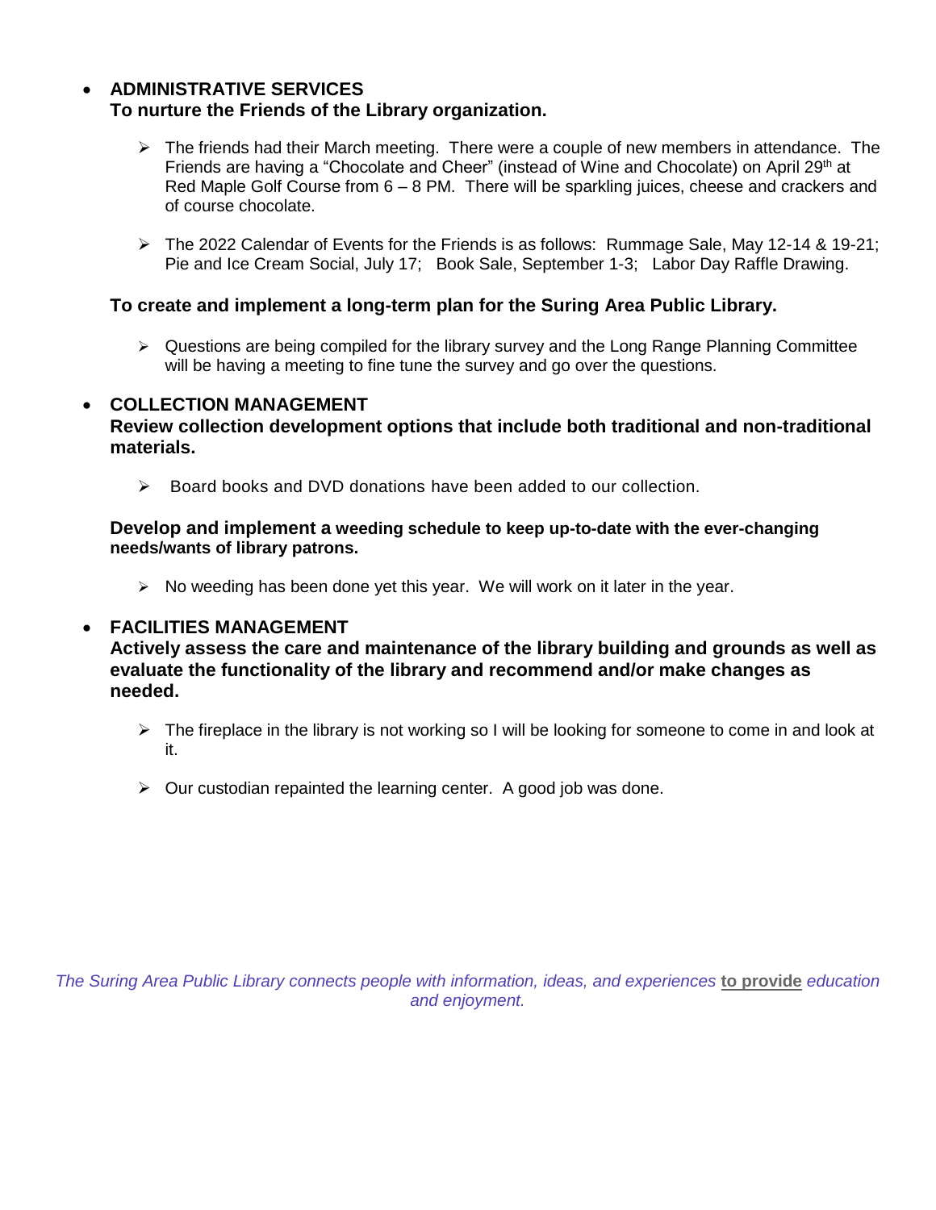- **ADMINISTRATIVE SERVICES**
  **To nurture the Friends of the Library organization.**

  - The friends had their March meeting. There were a couple of new members in attendance. The Friends are having a "Chocolate and Cheer" (instead of Wine and Chocolate) on April 29th at Red Maple Golf Course from 6 – 8 PM. There will be sparkling juices, cheese and crackers and of course chocolate.

  - The 2022 Calendar of Events for the Friends is as follows: Rummage Sale, May 12-14 & 19-21; Pie and Ice Cream Social, July 17; Book Sale, September 1-3; Labor Day Raffle Drawing.

  **To create and implement a long-term plan for the Suring Area Public Library.**

  - Questions are being compiled for the library survey and the Long Range Planning Committee will be having a meeting to fine tune the survey and go over the questions.

- **COLLECTION MANAGEMENT**
  **Review collection development options that include both traditional and non-traditional materials.**

  - Board books and DVD donations have been added to our collection.

  **Develop and implement a weeding schedule to keep up-to-date with the ever-changing needs/wants of library patrons.**

  - No weeding has been done yet this year. We will work on it later in the year.

- **FACILITIES MANAGEMENT**
  **Actively assess the care and maintenance of the library building and grounds as well as evaluate the functionality of the library and recommend and/or make changes as needed.**

  - The fireplace in the library is not working so I will be looking for someone to come in and look at it.

  - Our custodian repainted the learning center. A good job was done.

*The Suring Area Public Library connects people with information, ideas, and experiences* **to provide** *education and enjoyment.*